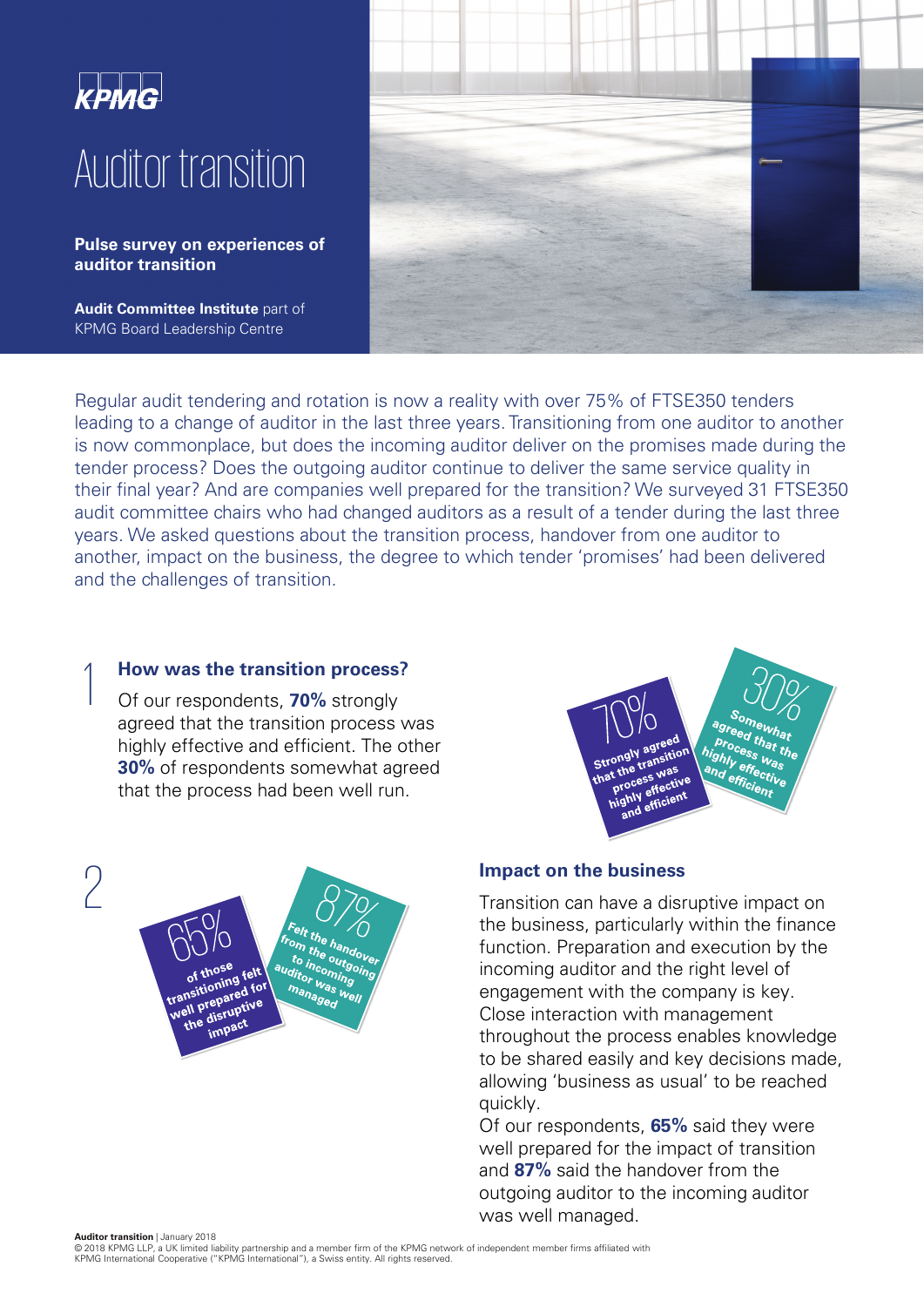KPMG

# Auditor transition

**Pulse survey on experiences of auditor transition**

**Audit Committee Institute** part of KPMG Board Leadership Centre

Regular audit tendering and rotation is now a reality with over 75% of FTSE350 tenders leading to a change of auditor in the last three years. Transitioning from one auditor to another is now commonplace, but does the incoming auditor deliver on the promises made during the tender process? Does the outgoing auditor continue to deliver the same service quality in their final year? And are companies well prepared for the transition? We surveyed 31 FTSE350 audit committee chairs who had changed auditors as a result of a tender during the last three years. We asked questions about the transition process, handover from one auditor to another, impact on the business, the degree to which tender 'promises' had been delivered and the challenges of transition.

## 1 How was the transition process?

Of our respondents, **70%** strongly agreed that the transition process was highly effective and efficient. The other **30%** of respondents somewhat agreed that the process had been well run.

70% Strongly agreed that the transition process was highly effective and efficient

30% Somewhat agreed that the process was highly effective and efficient

## 2 Impact on the business

65% of those transitioning felt well prepared for the disruptive impact

87% Felt the handover from the outgoing to incoming auditor was well managed

Transition can have a disruptive impact on the business, particularly within the finance function. Preparation and execution by the incoming auditor and the right level of engagement with the company is key. Close interaction with management throughout the process enables knowledge to be shared easily and key decisions made, allowing 'business as usual' to be reached quickly.

Of our respondents, **65%** said they were well prepared for the impact of transition and **87%** said the handover from the outgoing auditor to the incoming auditor was well managed.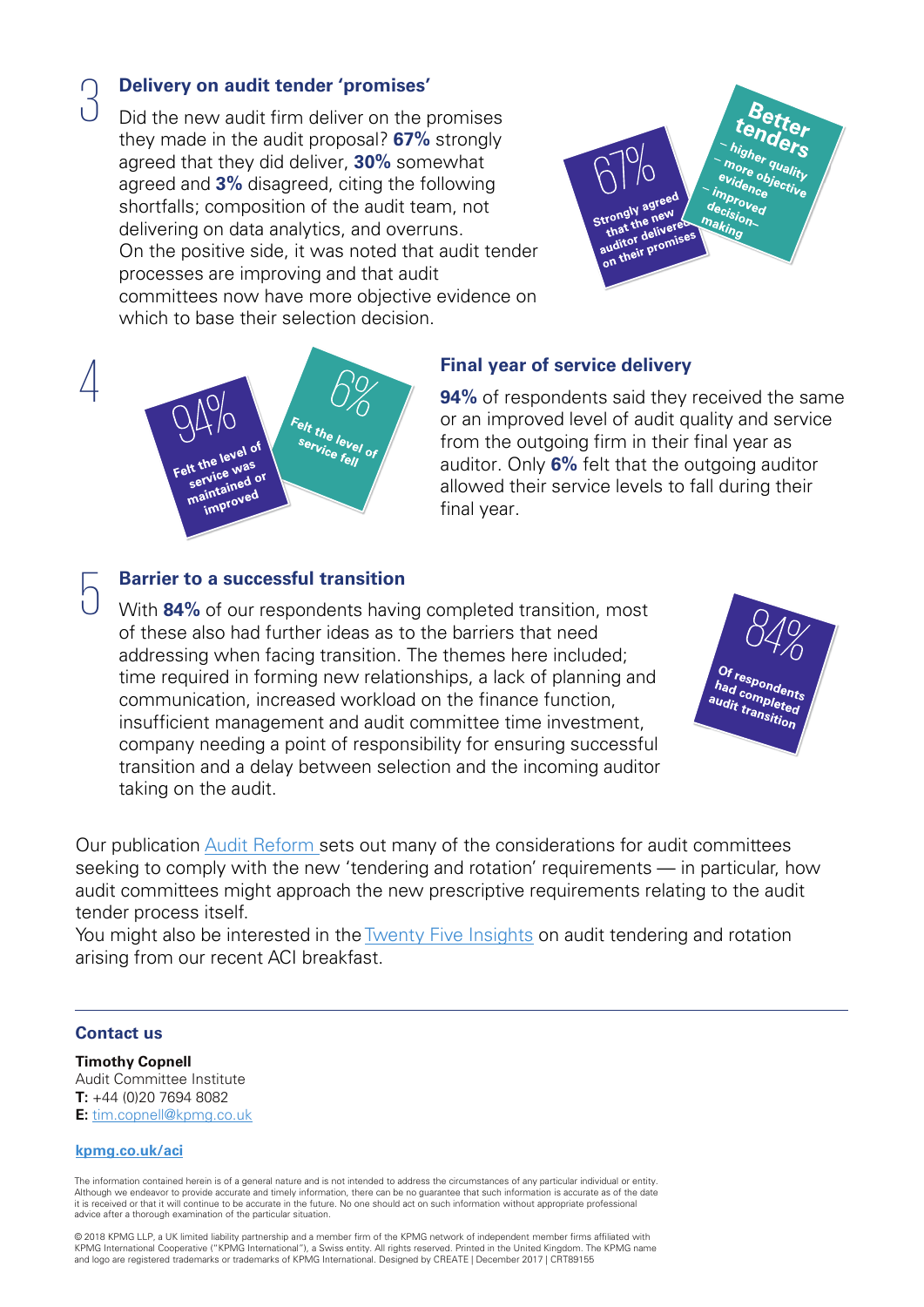## 3 Delivery on audit tender 'promises'

Did the new audit firm deliver on the promises they made in the audit proposal? **67%** strongly agreed that they did deliver, **30%** somewhat agreed and **3%** disagreed, citing the following shortfalls; composition of the audit team, not delivering on data analytics, and overruns. On the positive side, it was noted that audit tender processes are improving and that audit committees now have more objective evidence on which to base their selection decision.

67%
Strongly agreed that the new auditor delivered on their promises

Better tenders
– higher quality
– more objective evidence
– improved decision-making

## 4 Final year of service delivery

94%
Felt the level of service was maintained or improved

6%
Felt the level of service fell

**94%** of respondents said they received the same or an improved level of audit quality and service from the outgoing firm in their final year as auditor. Only **6%** felt that the outgoing auditor allowed their service levels to fall during their final year.

## 5 Barrier to a successful transition

With **84%** of our respondents having completed transition, most of these also had further ideas as to the barriers that need addressing when facing transition. The themes here included; time required in forming new relationships, a lack of planning and communication, increased workload on the finance function, insufficient management and audit committee time investment, company needing a point of responsibility for ensuring successful transition and a delay between selection and the incoming auditor taking on the audit.

84%
Of respondents had completed audit transition

Our publication Audit Reform sets out many of the considerations for audit committees seeking to comply with the new 'tendering and rotation' requirements — in particular, how audit committees might approach the new prescriptive requirements relating to the audit tender process itself.
You might also be interested in the Twenty Five Insights on audit tendering and rotation arising from our recent ACI breakfast.

---

### Contact us

**Timothy Copnell**
Audit Committee Institute
**T:** +44 (0)20 7694 8082
**E:** tim.copnell@kpmg.co.uk

**kpmg.co.uk/aci**

The information contained herein is of a general nature and is not intended to address the circumstances of any particular individual or entity. Although we endeavor to provide accurate and timely information, there can be no guarantee that such information is accurate as of the date it is received or that it will continue to be accurate in the future. No one should act on such information without appropriate professional advice after a thorough examination of the particular situation.

© 2018 KPMG LLP, a UK limited liability partnership and a member firm of the KPMG network of independent member firms affiliated with KPMG International Cooperative ("KPMG International"), a Swiss entity. All rights reserved. Printed in the United Kingdom. The KPMG name and logo are registered trademarks or trademarks of KPMG International. Designed by CREATE | December 2017 | CRT89155